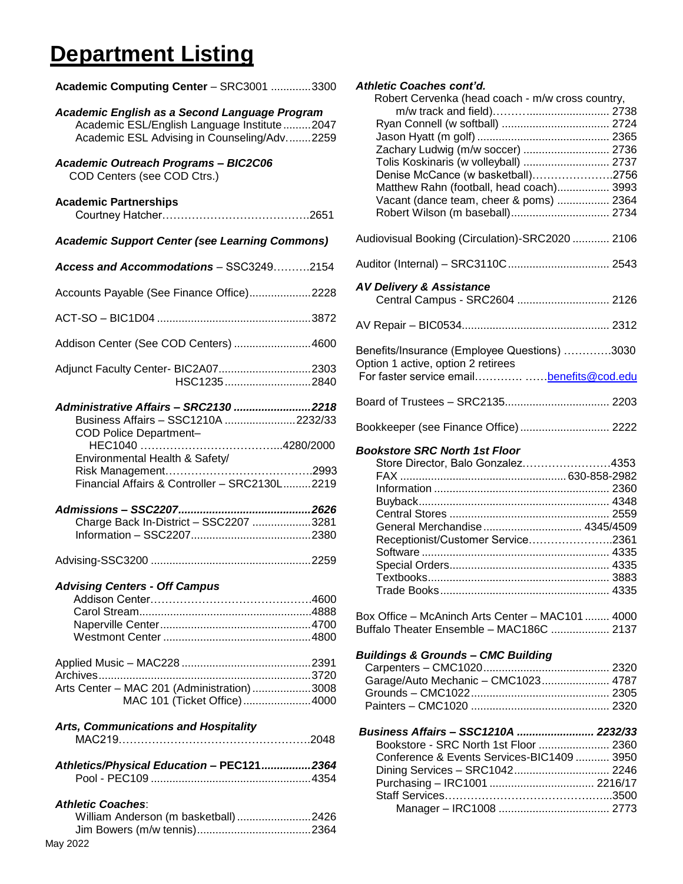# Department Listing

**Academic Computing Center** – SRC3001 .............3300

***Academic English as a Second Language Program***
Academic ESL/English Language Institute .........2047
Academic ESL Advising in Counseling/Adv. ........2259

***Academic Outreach Programs – BIC2C06***
COD Centers (see COD Ctrs.)

**Academic Partnerships**
Courtney Hatcher…………………………………2651

***Academic Support Center (see Learning Commons)***

***Access and Accommodations*** – SSC3249……….2154

Accounts Payable (See Finance Office)....................2228

ACT-SO – BIC1D04 ..................................................3872

Addison Center (See COD Centers) .........................4600

Adjunct Faculty Center- BIC2A07..............................2303
HSC1235............................2840

***Administrative Affairs – SRC2130 .........................2218***
Business Affairs – SSC1210A .......................2232/33
COD Police Department–
HEC1040 ………………………………...4280/2000
Environmental Health & Safety/
Risk Management…………………………………..2993
Financial Affairs & Controller – SRC2130L.........2219

***Admissions – SSC2207...........................................2626***
Charge Back In-District – SSC2207 ...................3281
Information – SSC2207.......................................2380

Advising-SSC3200 ...................................................2259

***Advising Centers - Off Campus***
Addison Center……………………………………..4600
Carol Stream........................................................4888
Naperville Center.................................................4700
Westmont Center ................................................4800

Applied Music – MAC228 ..........................................2391
Archives....................................................................3720
Arts Center – MAC 201 (Administration) ...................3008
MAC 101 (Ticket Office)......................4000

***Arts, Communications and Hospitality***
MAC219……………………………………………..2048

***Athletics/Physical Education – PEC121................2364***
Pool - PEC109 ...................................................4354

***Athletic Coaches***:
William Anderson (m basketball)........................2426
Jim Bowers (m/w tennis).....................................2364

***Athletic Coaches cont'd.***
Robert Cervenka (head coach - m/w cross country,
m/w track and field)……….......................... 2738
Ryan Connell (w softball) ................................... 2724
Jason Hyatt (m golf) ........................................... 2365
Zachary Ludwig (m/w soccer) ............................ 2736
Tolis Koskinaris (w volleyball) ............................ 2737
Denise McCance (w basketball)…………………2756
Matthew Rahn (football, head coach)................. 3993
Vacant (dance team, cheer & poms) ................. 2364
Robert Wilson (m baseball)................................ 2734

Audiovisual Booking (Circulation)-SRC2020 ............ 2106

Auditor (Internal) – SRC3110C................................. 2543

***AV Delivery & Assistance***
Central Campus - SRC2604 .............................. 2126

AV Repair – BIC0534................................................ 2312

Benefits/Insurance (Employee Questions) ………….3030
Option 1 active, option 2 retirees
For faster service email…………. ……benefits@cod.edu

Board of Trustees – SRC2135.................................. 2203

Bookkeeper (see Finance Office)............................. 2222

***Bookstore SRC North 1st Floor***
Store Director, Balo Gonzalez.……………………4353
FAX ..................................................... 630-858-2982
Information ......................................................... 2360
Buyback............................................................. 4348
Central Stores .................................................... 2559
General Merchandise ............................... 4345/4509
Receptionist/Customer Service…………………..2361
Software ............................................................ 4335
Special Orders.................................................... 4335
Textbooks........................................................... 3883
Trade Books....................................................... 4335

Box Office – McAninch Arts Center – MAC101 ........ 4000
Buffalo Theater Ensemble – MAC186C ................... 2137

***Buildings & Grounds – CMC Building***
Carpenters – CMC1020......................................... 2320
Garage/Auto Mechanic – CMC1023...................... 4787
Grounds – CMC1022............................................. 2305
Painters – CMC1020 ............................................. 2320

***Business Affairs – SSC1210A ......................... 2232/33***
Bookstore - SRC North 1st Floor ....................... 2360
Conference & Events Services-BIC1409 ........... 3950
Dining Services – SRC1042............................... 2246
Purchasing – IRC1001 .................................. 2216/17
Staff Services……………………………………...3500
Manager – IRC1008 .................................... 2773

May 2022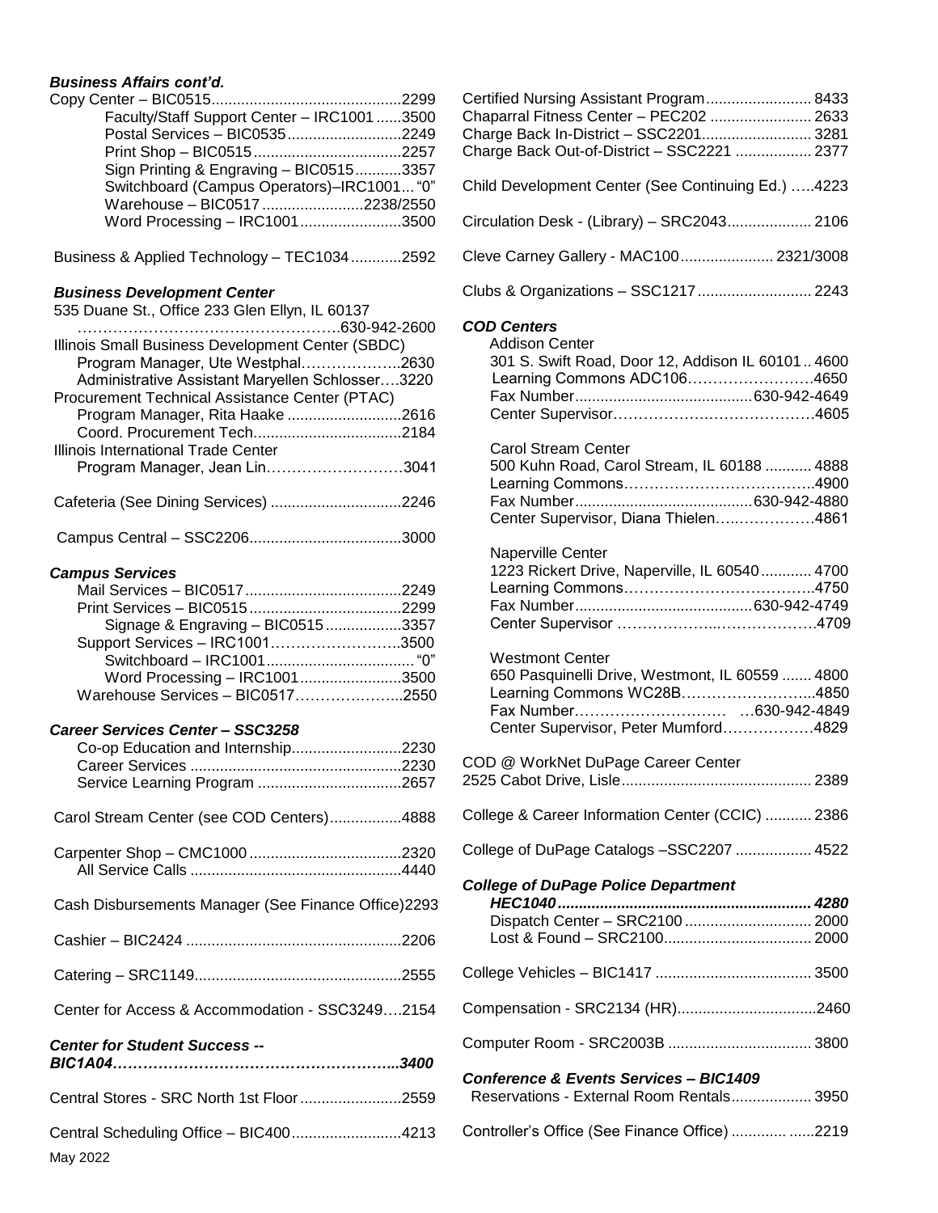***Business Affairs cont'd.***

Copy Center – BIC0515..............................................2299
- Faculty/Staff Support Center – IRC1001......3500
- Postal Services – BIC0535...........................2249
- Print Shop – BIC0515...................................2257
- Sign Printing & Engraving – BIC0515...........3357
- Switchboard (Campus Operators)–IRC1001... "0"
- Warehouse – BIC0517........................2238/2550
- Word Processing – IRC1001........................3500

Business & Applied Technology – TEC1034............2592

***Business Development Center***

535 Duane St., Office 233 Glen Ellyn, IL 60137
……………………………………………630-942-2600

Illinois Small Business Development Center (SBDC)
- Program Manager, Ute Westphal………………..2630
- Administrative Assistant Maryellen Schlosser….3220

Procurement Technical Assistance Center (PTAC)
- Program Manager, Rita Haake ...........................2616
- Coord. Procurement Tech...................................2184

Illinois International Trade Center
- Program Manager, Jean Lin………………………3041

Cafeteria (See Dining Services) ...............................2246

Campus Central – SSC2206....................................3000

***Campus Services***
- Mail Services – BIC0517.....................................2249
- Print Services – BIC0515....................................2299
  - Signage & Engraving – BIC0515..................3357
- Support Services – IRC1001……………………3500
  - Switchboard – IRC1001................................... "0"
  - Word Processing – IRC1001........................3500
- Warehouse Services – BIC0517………………...2550

***Career Services Center – SSC3258***
- Co-op Education and Internship..........................2230
- Career Services ..................................................2230
- Service Learning Program ..................................2657

Carol Stream Center (see COD Centers).................4888

Carpenter Shop – CMC1000....................................2320
- All Service Calls ..................................................4440

Cash Disbursements Manager (See Finance Office)2293

Cashier – BIC2424 ...................................................2206

Catering – SRC1149.................................................2555

Center for Access & Accommodation - SSC3249….2154

***Center for Student Success -- BIC1A04………………………………………………...3400***

Central Stores - SRC North 1st Floor........................2559

Central Scheduling Office – BIC400..........................4213

Certified Nursing Assistant Program......................... 8433

Chaparral Fitness Center – PEC202 ........................ 2633

Charge Back In-District – SSC2201.......................... 3281

Charge Back Out-of-District – SSC2221 .................. 2377

Child Development Center (See Continuing Ed.) …..4223

Circulation Desk - (Library) – SRC2043.................... 2106

Cleve Carney Gallery - MAC100...................... 2321/3008

Clubs & Organizations – SSC1217........................... 2243

***COD Centers***

Addison Center
- 301 S. Swift Road, Door 12, Addison IL 60101.. 4600
- Learning Commons ADC106…………………….4650
- Fax Number..........................................630-942-4649
- Center Supervisor………………………………….4605

Carol Stream Center
- 500 Kuhn Road, Carol Stream, IL 60188 ........... 4888
- Learning Commons………………………………..4900
- Fax Number..........................................630-942-4880
- Center Supervisor, Diana Thielen…..……………4861

Naperville Center
- 1223 Rickert Drive, Naperville, IL 60540............ 4700
- Learning Commons………………………………..4750
- Fax Number..........................................630-942-4749
- Center Supervisor …………………..………………4709

Westmont Center
- 650 Pasquinelli Drive, Westmont, IL 60559 ....... 4800
- Learning Commons WC28B…………………….....4850
- Fax Number………………………… …630-942-4849
- Center Supervisor, Peter Mumford………………4829

COD @ WorkNet DuPage Career Center
2525 Cabot Drive, Lisle............................................ 2389

College & Career Information Center (CCIC) ........... 2386

College of DuPage Catalogs –SSC2207 .................. 4522

***College of DuPage Police Department HEC1040..........................................................4280***
- Dispatch Center – SRC2100 .............................. 2000
- Lost & Found – SRC2100................................... 2000

College Vehicles – BIC1417 ..................................... 3500

Compensation - SRC2134 (HR).................................2460

Computer Room - SRC2003B .................................. 3800

***Conference & Events Services – BIC1409***
- Reservations - External Room Rentals................... 3950

Controller's Office (See Finance Office) ............. ......2219

May 2022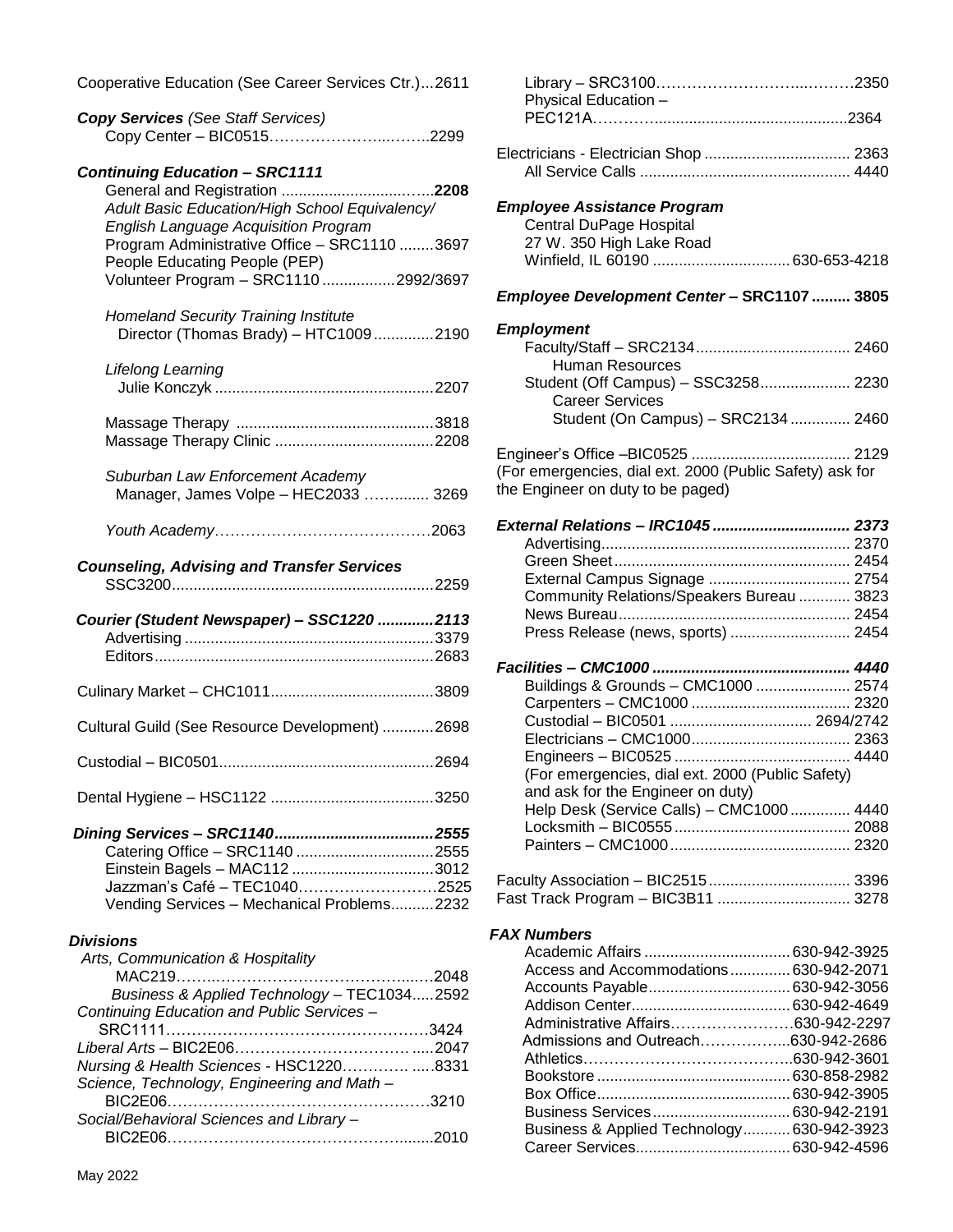Cooperative Education (See Career Services Ctr.)...2611

***Copy Services*** *(See Staff Services)*
Copy Center – BIC0515……………………..……..2299

***Continuing Education – SRC1111***
General and Registration ..................................…..**2208**
*Adult Basic Education/High School Equivalency/*
*English Language Acquisition Program*
Program Administrative Office – SRC1110 ........3697
People Educating People (PEP)
Volunteer Program – SRC1110 .................2992/3697

*Homeland Security Training Institute*
Director (Thomas Brady) – HTC1009..............2190

*Lifelong Learning*
Julie Konczyk ..................................................2207

Massage Therapy .............................................3818
Massage Therapy Clinic .....................................2208

*Suburban Law Enforcement Academy*
Manager, James Volpe – HEC2033 ……......... 3269

*Youth Academy*……………………………………2063

***Counseling, Advising and Transfer Services***
SSC3200............................................................2259

***Courier (Student Newspaper) – SSC1220 .............2113***
Advertising ..........................................................3379
Editors................................................................2683

Culinary Market – CHC1011......................................3809

Cultural Guild (See Resource Development) ............2698

Custodial – BIC0501..................................................2694

Dental Hygiene – HSC1122 ......................................3250

***Dining Services – SRC1140.....................................2555***
Catering Office – SRC1140 ................................2555
Einstein Bagels – MAC112 .................................3012
Jazzman's Café – TEC1040………………………2525
Vending Services – Mechanical Problems..........2232

***Divisions***
*Arts, Communication & Hospitality*
MAC219……..……………………………...…2048
*Business & Applied Technology* – TEC1034.....2592
*Continuing Education and Public Services* –
SRC1111……………………………………………3424
*Liberal Arts* – BIC2E06……………………………......2047
*Nursing & Health Sciences* - HSC1220…………......8331
*Science, Technology, Engineering and Math* –
BIC2E06……………………………………………3210
*Social/Behavioral Sciences and Library* –
BIC2E06……………………………………….......2010

Library – SRC3100……………………..………2350
Physical Education –
PEC121A…………............................................2364

Electricians - Electrician Shop .................................. 2363
All Service Calls ................................................ 4440

***Employee Assistance Program***
Central DuPage Hospital
27 W. 350 High Lake Road
Winfield, IL 60190 ................................ 630-653-4218

***Employee Development Center – SRC1107 ......... 3805***

***Employment***
Faculty/Staff – SRC2134.................................... 2460
Human Resources
Student (Off Campus) – SSC3258..................... 2230
Career Services
Student (On Campus) – SRC2134 .............. 2460

Engineer's Office –BIC0525 ..................................... 2129
(For emergencies, dial ext. 2000 (Public Safety) ask for the Engineer on duty to be paged)

***External Relations – IRC1045 ................................ 2373***
Advertising.......................................................... 2370
Green Sheet....................................................... 2454
External Campus Signage ................................. 2754
Community Relations/Speakers Bureau ............ 3823
News Bureau...................................................... 2454
Press Release (news, sports) ............................ 2454

***Facilities – CMC1000 ............................................. 4440***
Buildings & Grounds – CMC1000 ...................... 2574
Carpenters – CMC1000 ..................................... 2320
Custodial – BIC0501 ................................. 2694/2742
Electricians – CMC1000..................................... 2363
Engineers – BIC0525 ......................................... 4440
(For emergencies, dial ext. 2000 (Public Safety) and ask for the Engineer on duty)
Help Desk (Service Calls) – CMC1000 .............. 4440
Locksmith – BIC0555 ......................................... 2088
Painters – CMC1000.......................................... 2320

Faculty Association – BIC2515................................. 3396
Fast Track Program – BIC3B11 ............................... 3278

***FAX Numbers***
Academic Affairs ................................. 630-942-3925
Access and Accommodations.............. 630-942-2071
Accounts Payable................................ 630-942-3056
Addison Center.................................... 630-942-4649
Administrative Affairs……………………630-942-2297
Admissions and Outreach……………...630-942-2686
Athletics…………………………………..630-942-3601
Bookstore ............................................ 630-858-2982
Box Office............................................ 630-942-3905
Business Services................................ 630-942-2191
Business & Applied Technology........... 630-942-3923
Career Services................................... 630-942-4596

May 2022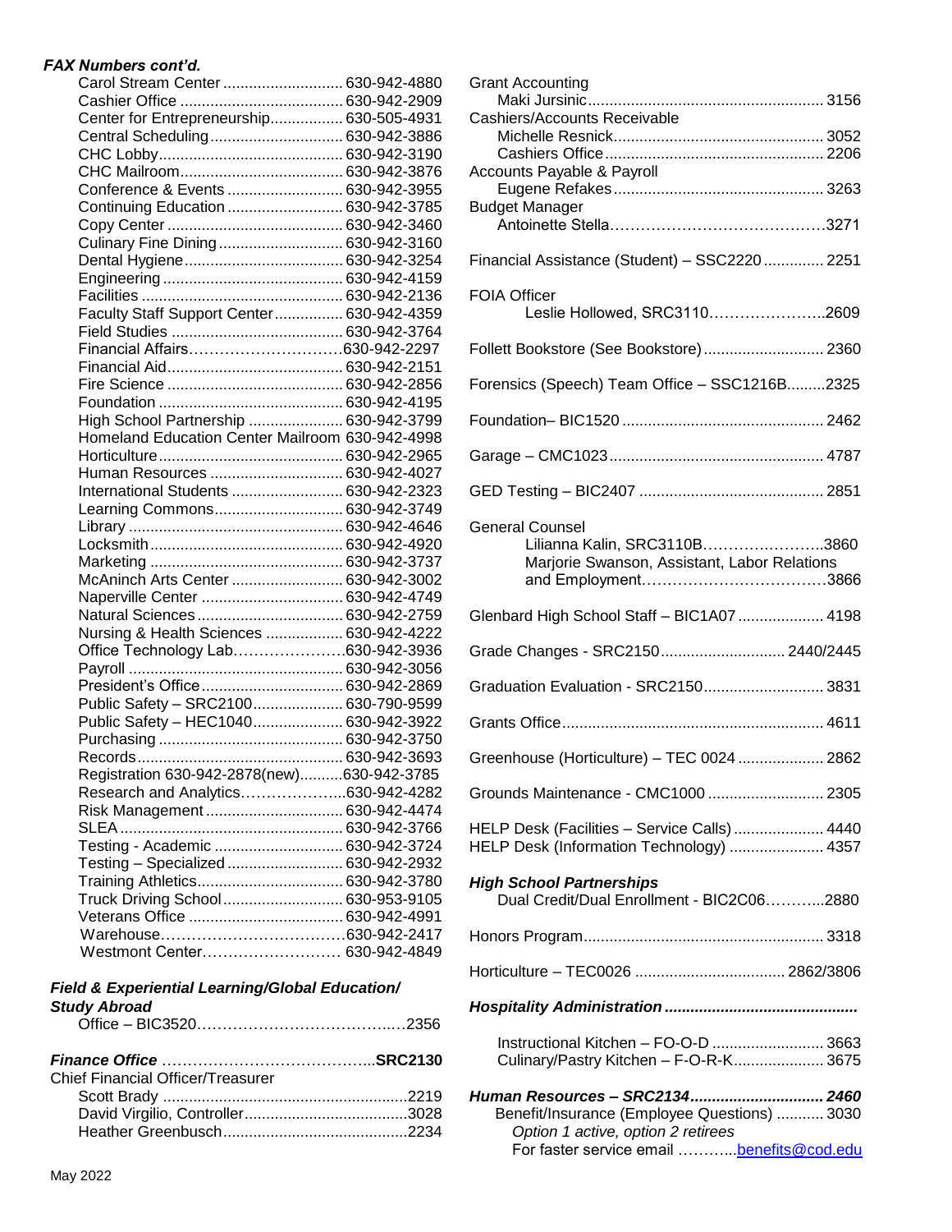***FAX Numbers cont'd.***

| | |
|---|---|
| Carol Stream Center | 630-942-4880 |
| Cashier Office | 630-942-2909 |
| Center for Entrepreneurship | 630-505-4931 |
| Central Scheduling | 630-942-3886 |
| CHC Lobby | 630-942-3190 |
| CHC Mailroom | 630-942-3876 |
| Conference & Events | 630-942-3955 |
| Continuing Education | 630-942-3785 |
| Copy Center | 630-942-3460 |
| Culinary Fine Dining | 630-942-3160 |
| Dental Hygiene | 630-942-3254 |
| Engineering | 630-942-4159 |
| Facilities | 630-942-2136 |
| Faculty Staff Support Center | 630-942-4359 |
| Field Studies | 630-942-3764 |
| Financial Affairs | 630-942-2297 |
| Financial Aid | 630-942-2151 |
| Fire Science | 630-942-2856 |
| Foundation | 630-942-4195 |
| High School Partnership | 630-942-3799 |
| Homeland Education Center Mailroom | 630-942-4998 |
| Horticulture | 630-942-2965 |
| Human Resources | 630-942-4027 |
| International Students | 630-942-2323 |
| Learning Commons | 630-942-3749 |
| Library | 630-942-4646 |
| Locksmith | 630-942-4920 |
| Marketing | 630-942-3737 |
| McAninch Arts Center | 630-942-3002 |
| Naperville Center | 630-942-4749 |
| Natural Sciences | 630-942-2759 |
| Nursing & Health Sciences | 630-942-4222 |
| Office Technology Lab | 630-942-3936 |
| Payroll | 630-942-3056 |
| President's Office | 630-942-2869 |
| Public Safety – SRC2100 | 630-790-9599 |
| Public Safety – HEC1040 | 630-942-3922 |
| Purchasing | 630-942-3750 |
| Records | 630-942-3693 |
| Registration 630-942-2878(new) | 630-942-3785 |
| Research and Analytics | 630-942-4282 |
| Risk Management | 630-942-4474 |
| SLEA | 630-942-3766 |
| Testing - Academic | 630-942-3724 |
| Testing – Specialized | 630-942-2932 |
| Training Athletics | 630-942-3780 |
| Truck Driving School | 630-953-9105 |
| Veterans Office | 630-942-4991 |
| Warehouse | 630-942-2417 |
| Westmont Center | 630-942-4849 |

***Field & Experiential Learning/Global Education/ Study Abroad***

Office – BIC3520 .......... 2356

***Finance Office*** .......... **SRC2130**

Chief Financial Officer/Treasurer
- Scott Brady .......... 2219
- David Virgilio, Controller .......... 3028
- Heather Greenbusch .......... 2234

Grant Accounting
- Maki Jursinic .......... 3156

Cashiers/Accounts Receivable
- Michelle Resnick .......... 3052
- Cashiers Office .......... 2206

Accounts Payable & Payroll
- Eugene Refakes .......... 3263

Budget Manager
- Antoinette Stella .......... 3271

Financial Assistance (Student) – SSC2220 .......... 2251

FOIA Officer
- Leslie Hollowed, SRC3110 .......... 2609

Follett Bookstore (See Bookstore) .......... 2360

Forensics (Speech) Team Office – SSC1216B .......... 2325

Foundation– BIC1520 .......... 2462

Garage – CMC1023 .......... 4787

GED Testing – BIC2407 .......... 2851

General Counsel
- Lilianna Kalin, SRC3110B .......... 3860
- Marjorie Swanson, Assistant, Labor Relations and Employment .......... 3866

Glenbard High School Staff – BIC1A07 .......... 4198

Grade Changes - SRC2150 .......... 2440/2445

Graduation Evaluation - SRC2150 .......... 3831

Grants Office .......... 4611

Greenhouse (Horticulture) – TEC 0024 .......... 2862

Grounds Maintenance - CMC1000 .......... 2305

HELP Desk (Facilities – Service Calls) .......... 4440

HELP Desk (Information Technology) .......... 4357

***High School Partnerships***
- Dual Credit/Dual Enrollment - BIC2C06 .......... 2880

Honors Program .......... 3318

Horticulture – TEC0026 .......... 2862/3806

***Hospitality Administration*** ..........
- Instructional Kitchen – FO-O-D .......... 3663
- Culinary/Pastry Kitchen – F-O-R-K .......... 3675

***Human Resources – SRC2134 .......... 2460***
- Benefit/Insurance (Employee Questions) .......... 3030
  - *Option 1 active, option 2 retirees*
  - For faster service email .......... benefits@cod.edu

May 2022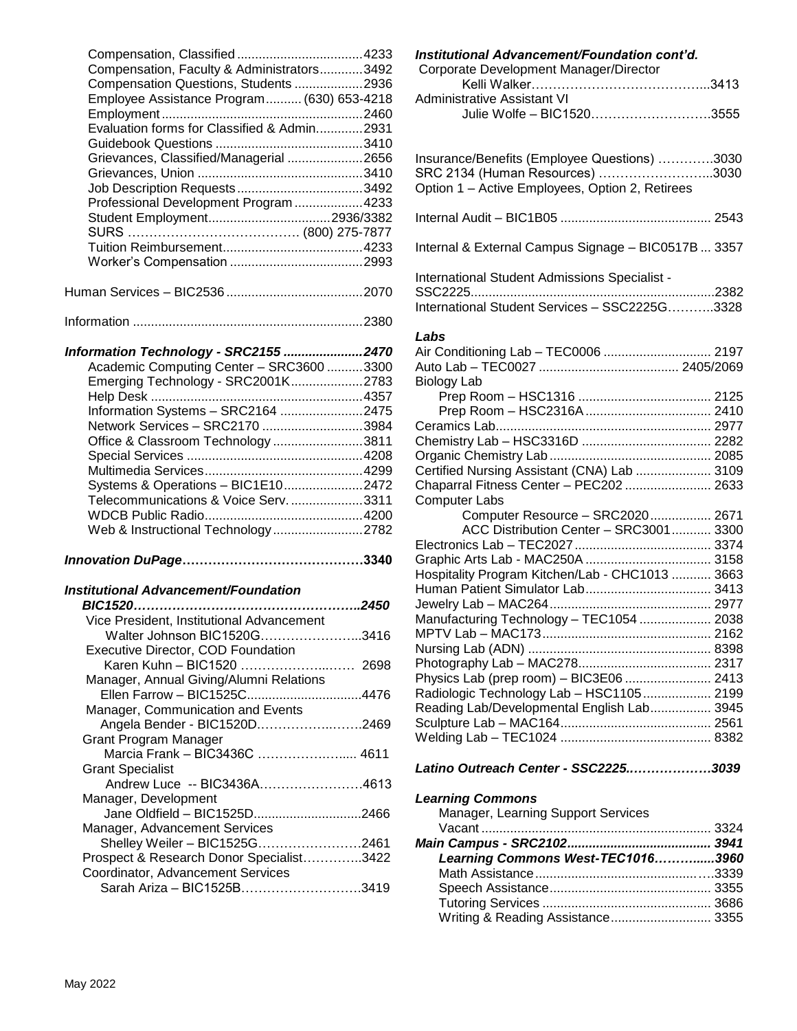- Compensation, Classified ..... 4233
- Compensation, Faculty & Administrators ..... 3492
- Compensation Questions, Students ..... 2936
- Employee Assistance Program ..... (630) 653-4218
- Employment ..... 2460
- Evaluation forms for Classified & Admin. ..... 2931
- Guidebook Questions ..... 3410
- Grievances, Classified/Managerial ..... 2656
- Grievances, Union ..... 3410
- Job Description Requests ..... 3492
- Professional Development Program ..... 4233
- Student Employment ..... 2936/3382
- SURS ..... (800) 275-7877
- Tuition Reimbursement ..... 4233
- Worker's Compensation ..... 2993

Human Services – BIC2536 ..... 2070

Information ..... 2380

***Information Technology - SRC2155 ..... 2470***

- Academic Computing Center – SRC3600 ..... 3300
- Emerging Technology - SRC2001K ..... 2783
- Help Desk ..... 4357
- Information Systems – SRC2164 ..... 2475
- Network Services – SRC2170 ..... 3984
- Office & Classroom Technology ..... 3811
- Special Services ..... 4208
- Multimedia Services ..... 4299
- Systems & Operations – BIC1E10 ..... 2472
- Telecommunications & Voice Serv. ..... 3311
- WDCB Public Radio ..... 4200
- Web & Instructional Technology ..... 2782

***Innovation DuPage ..... 3340***

***Institutional Advancement/Foundation BIC1520 ..... 2450***

- Vice President, Institutional Advancement
  - Walter Johnson BIC1520G ..... 3416
- Executive Director, COD Foundation
  - Karen Kuhn – BIC1520 ..... 2698
- Manager, Annual Giving/Alumni Relations
  - Ellen Farrow – BIC1525C ..... 4476
- Manager, Communication and Events
  - Angela Bender - BIC1520D ..... 2469
- Grant Program Manager
  - Marcia Frank – BIC3436C ..... 4611
- Grant Specialist
  - Andrew Luce -- BIC3436A ..... 4613
- Manager, Development
  - Jane Oldfield – BIC1525D ..... 2466
- Manager, Advancement Services
  - Shelley Weiler – BIC1525G ..... 2461
- Prospect & Research Donor Specialist ..... 3422
- Coordinator, Advancement Services
  - Sarah Ariza – BIC1525B ..... 3419

***Institutional Advancement/Foundation cont'd.***

- Corporate Development Manager/Director
  - Kelli Walker ..... 3413
- Administrative Assistant VI
  - Julie Wolfe – BIC1520 ..... 3555

Insurance/Benefits (Employee Questions) ..... 3030
SRC 2134 (Human Resources) ..... 3030
Option 1 – Active Employees, Option 2, Retirees

Internal Audit – BIC1B05 ..... 2543

Internal & External Campus Signage – BIC0517B ..... 3357

International Student Admissions Specialist - SSC2225 ..... 2382
International Student Services – SSC2225G ..... 3328

***Labs***

- Air Conditioning Lab – TEC0006 ..... 2197
- Auto Lab – TEC0027 ..... 2405/2069
- Biology Lab
  - Prep Room – HSC1316 ..... 2125
  - Prep Room – HSC2316A ..... 2410
- Ceramics Lab ..... 2977
- Chemistry Lab – HSC3316D ..... 2282
- Organic Chemistry Lab ..... 2085
- Certified Nursing Assistant (CNA) Lab ..... 3109
- Chaparral Fitness Center – PEC202 ..... 2633
- Computer Labs
  - Computer Resource – SRC2020 ..... 2671
  - ACC Distribution Center – SRC3001 ..... 3300
- Electronics Lab – TEC2027 ..... 3374
- Graphic Arts Lab - MAC250A ..... 3158
- Hospitality Program Kitchen/Lab - CHC1013 ..... 3663
- Human Patient Simulator Lab ..... 3413
- Jewelry Lab – MAC264 ..... 2977
- Manufacturing Technology – TEC1054 ..... 2038
- MPTV Lab – MAC173 ..... 2162
- Nursing Lab (ADN) ..... 8398
- Photography Lab – MAC278 ..... 2317
- Physics Lab (prep room) – BIC3E06 ..... 2413
- Radiologic Technology Lab – HSC1105 ..... 2199
- Reading Lab/Developmental English Lab ..... 3945
- Sculpture Lab – MAC164 ..... 2561
- Welding Lab – TEC1024 ..... 8382

***Latino Outreach Center - SSC2225. ..... 3039***

***Learning Commons***

- Manager, Learning Support Services
  - Vacant ..... 3324

***Main Campus - SRC2102 ..... 3941***

***Learning Commons West-TEC1016 ..... 3960***

- Math Assistance ..... 3339
- Speech Assistance ..... 3355
- Tutoring Services ..... 3686
- Writing & Reading Assistance ..... 3355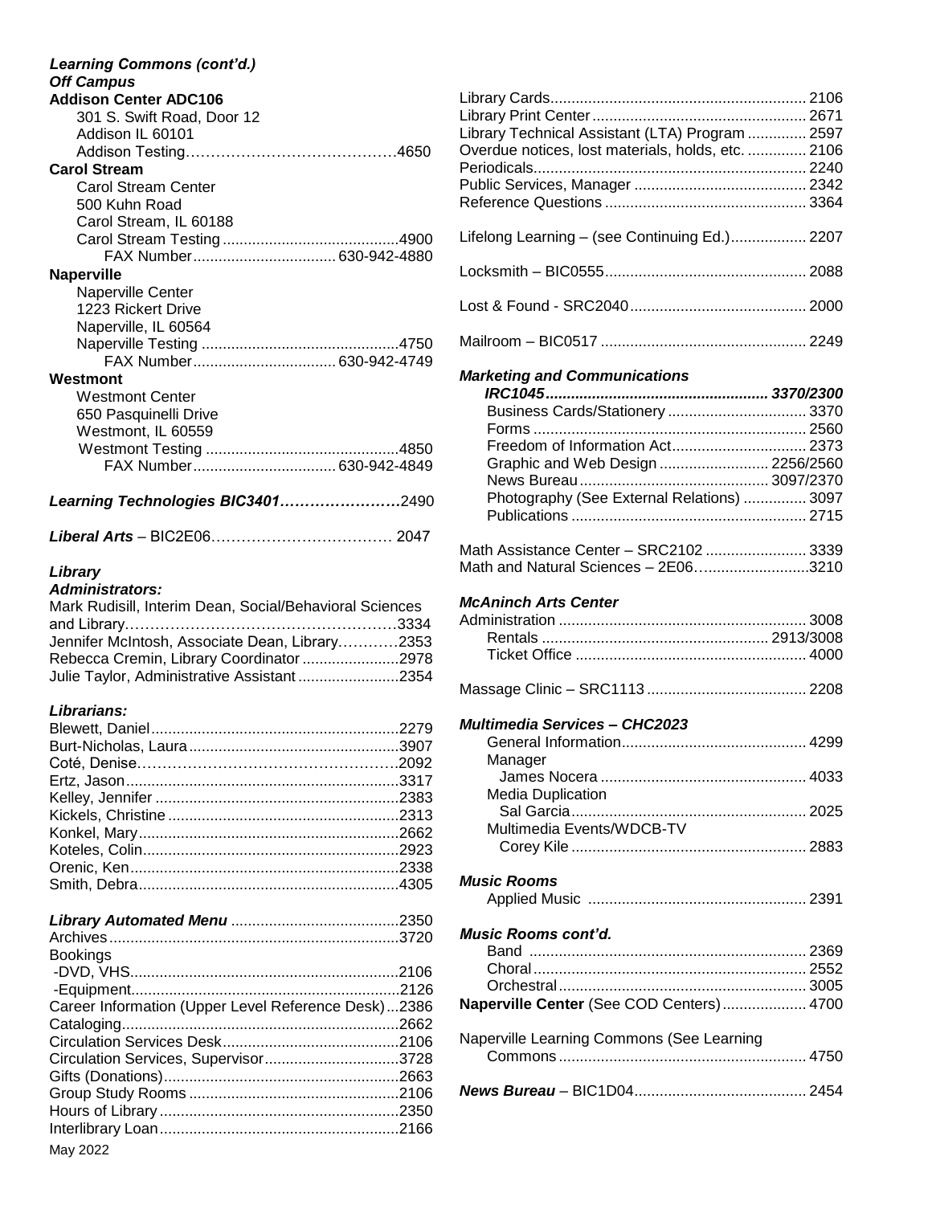***Learning Commons (cont'd.)***
***Off Campus***

**Addison Center ADC106**
301 S. Swift Road, Door 12
Addison IL 60101
Addison Testing……………………………………4650

**Carol Stream**
Carol Stream Center
500 Kuhn Road
Carol Stream, IL 60188
Carol Stream Testing ..........................................4900
FAX Number.................................. 630-942-4880

**Naperville**
Naperville Center
1223 Rickert Drive
Naperville, IL 60564
Naperville Testing ...............................................4750
FAX Number.................................. 630-942-4749

**Westmont**
Westmont Center
650 Pasquinelli Drive
Westmont, IL 60559
Westmont Testing ..............................................4850
FAX Number.................................. 630-942-4849

***Learning Technologies BIC3401……………………***2490

***Liberal Arts*** – BIC2E06……………………………… 2047

***Library***
***Administrators:***

Mark Rudisill, Interim Dean, Social/Behavioral Sciences and Library………………………………………………3334
Jennifer McIntosh, Associate Dean, Library…………2353
Rebecca Cremin, Library Coordinator .......................2978
Julie Taylor, Administrative Assistant ........................2354

***Librarians:***

Blewett, Daniel...........................................................2279
Burt-Nicholas, Laura..................................................3907
Coté, Denise……………………………………………2092
Ertz, Jason.................................................................3317
Kelley, Jennifer .........................................................2383
Kickels, Christine .......................................................2313
Konkel, Mary..............................................................2662
Koteles, Colin.............................................................2923
Orenic, Ken................................................................2338
Smith, Debra..............................................................4305

***Library Automated Menu*** ........................................2350
Archives.....................................................................3720
Bookings
-DVD, VHS.................................................................2106
-Equipment.................................................................2126
Career Information (Upper Level Reference Desk)...2386
Cataloging..................................................................2662
Circulation Services Desk..........................................2106
Circulation Services, Supervisor................................3728
Gifts (Donations)........................................................2663
Group Study Rooms ..................................................2106
Hours of Library .........................................................2350
Interlibrary Loan.........................................................2166
Library Cards............................................................. 2106
Library Print Center ................................................... 2671
Library Technical Assistant (LTA) Program .............. 2597
Overdue notices, lost materials, holds, etc. .............. 2106
Periodicals................................................................. 2240
Public Services, Manager ......................................... 2342
Reference Questions ................................................ 3364

Lifelong Learning – (see Continuing Ed.).................. 2207

Locksmith – BIC0555................................................ 2088

Lost & Found - SRC2040.......................................... 2000

Mailroom – BIC0517 ................................................. 2249

***Marketing and Communications***
***IRC1045.................................................... 3370/2300***
Business Cards/Stationery ................................. 3370
Forms ................................................................. 2560
Freedom of Information Act................................ 2373
Graphic and Web Design .......................... 2256/2560
News Bureau............................................. 3097/2370
Photography (See External Relations) ............... 3097
Publications ........................................................ 2715

Math Assistance Center – SRC2102 ........................ 3339
Math and Natural Sciences – 2E06……......................3210

***McAninch Arts Center***
Administration ........................................................... 3008
Rentals ...................................................... 2913/3008
Ticket Office ....................................................... 4000

Massage Clinic – SRC1113 ...................................... 2208

***Multimedia Services – CHC2023***
General Information............................................ 4299
Manager
James Nocera ................................................. 4033
Media Duplication
Sal Garcia........................................................ 2025
Multimedia Events/WDCB-TV
Corey Kile ........................................................ 2883

***Music Rooms***
Applied Music .................................................... 2391

***Music Rooms cont'd.***
Band .................................................................. 2369
Choral................................................................. 2552
Orchestral........................................................... 3005

**Naperville Center** (See COD Centers).................... 4700

Naperville Learning Commons (See Learning Commons ........................................................... 4750

***News Bureau*** – BIC1D04......................................... 2454

May 2022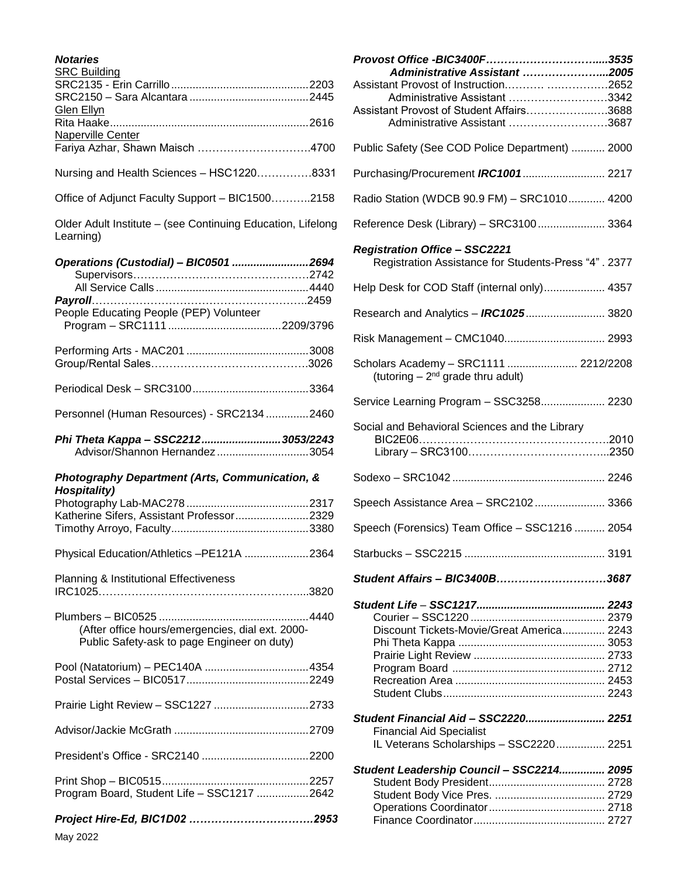***Notaries***

<u>SRC Building</u>
SRC2135 - Erin Carrillo .......... 2203
SRC2150 – Sara Alcantara .......... 2445
<u>Glen Ellyn</u>
Rita Haake .......... 2616
<u>Naperville Center</u>
Fariya Azhar, Shawn Maisch .......... 4700

Nursing and Health Sciences – HSC1220 .......... 8331

Office of Adjunct Faculty Support – BIC1500 .......... 2158

Older Adult Institute – (see Continuing Education, Lifelong Learning)

***Operations (Custodial) – BIC0501 .......... 2694***
Supervisors .......... 2742
All Service Calls .......... 4440

***Payroll*** .......... 2459

People Educating People (PEP) Volunteer Program – SRC1111 .......... 2209/3796

Performing Arts - MAC201 .......... 3008
Group/Rental Sales .......... 3026

Periodical Desk – SRC3100 .......... 3364

Personnel (Human Resources) - SRC2134 .......... 2460

***Phi Theta Kappa – SSC2212 .......... 3053/2243***
Advisor/Shannon Hernandez .......... 3054

***Photography Department (Arts, Communication, & Hospitality)***
Photography Lab-MAC278 .......... 2317
Katherine Sifers, Assistant Professor .......... 2329
Timothy Arroyo, Faculty .......... 3380

Physical Education/Athletics –PE121A .......... 2364

Planning & Institutional Effectiveness IRC1025 .......... 3820

Plumbers – BIC0525 .......... 4440
(After office hours/emergencies, dial ext. 2000-Public Safety-ask to page Engineer on duty)

Pool (Natatorium) – PEC140A .......... 4354
Postal Services – BIC0517 .......... 2249

Prairie Light Review – SSC1227 .......... 2733

Advisor/Jackie McGrath .......... 2709

President's Office - SRC2140 .......... 2200

Print Shop – BIC0515 .......... 2257
Program Board, Student Life – SSC1217 .......... 2642

***Project Hire-Ed, BIC1D02 .......... 2953***

***Provost Office -BIC3400F .......... 3535***
***Administrative Assistant .......... 2005***
Assistant Provost of Instruction .......... 2652
Administrative Assistant .......... 3342
Assistant Provost of Student Affairs .......... 3688
Administrative Assistant .......... 3687

Public Safety (See COD Police Department) .......... 2000

Purchasing/Procurement ***IRC1001*** .......... 2217

Radio Station (WDCB 90.9 FM) – SRC1010 .......... 4200

Reference Desk (Library) – SRC3100 .......... 3364

***Registration Office – SSC2221***
Registration Assistance for Students-Press "4" . 2377

Help Desk for COD Staff (internal only) .......... 4357

Research and Analytics – ***IRC1025*** .......... 3820

Risk Management – CMC1040 .......... 2993

Scholars Academy – SRC1111 .......... 2212/2208
(tutoring – 2nd grade thru adult)

Service Learning Program – SSC3258 .......... 2230

Social and Behavioral Sciences and the Library
BIC2E06 .......... 2010
Library – SRC3100 .......... 2350

Sodexo – SRC1042 .......... 2246

Speech Assistance Area – SRC2102 .......... 3366

Speech (Forensics) Team Office – SSC1216 .......... 2054

Starbucks – SSC2215 .......... 3191

***Student Affairs – BIC3400B .......... 3687***

***Student Life – SSC1217 .......... 2243***
Courier – SSC1220 .......... 2379
Discount Tickets-Movie/Great America .......... 2243
Phi Theta Kappa .......... 3053
Prairie Light Review .......... 2733
Program Board .......... 2712
Recreation Area .......... 2453
Student Clubs .......... 2243

***Student Financial Aid – SSC2220 .......... 2251***
Financial Aid Specialist
IL Veterans Scholarships – SSC2220 .......... 2251

***Student Leadership Council – SSC2214 .......... 2095***
Student Body President .......... 2728
Student Body Vice Pres. .......... 2729
Operations Coordinator .......... 2718
Finance Coordinator .......... 2727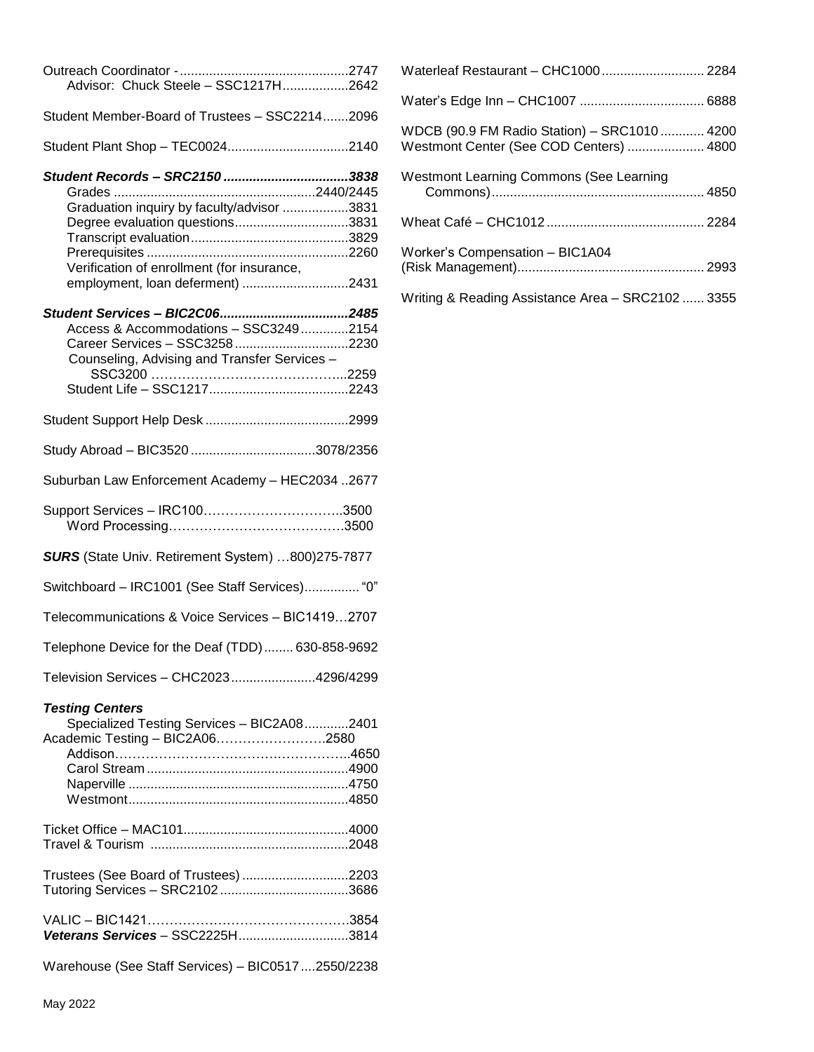Outreach Coordinator - ..............................................2747
 Advisor: Chuck Steele – SSC1217H..................2642

Student Member-Board of Trustees – SSC2214.......2096

Student Plant Shop – TEC0024................................2140

***Student Records – SRC2150 .................................3838***
 Grades .......................................................2440/2445
 Graduation inquiry by faculty/advisor ..................3831
 Degree evaluation questions...............................3831
 Transcript evaluation...........................................3829
 Prerequisites .......................................................2260
 Verification of enrollment (for insurance, employment, loan deferment) .............................2431

***Student Services – BIC2C06...................................2485***
 Access & Accommodations – SSC3249.............2154
 Career Services – SSC3258...............................2230
 Counseling, Advising and Transfer Services – SSC3200 ………………………………….....2259
 Student Life – SSC1217......................................2243

Student Support Help Desk .......................................2999

Study Abroad – BIC3520 ..................................3078/2356

Suburban Law Enforcement Academy – HEC2034 ..2677

Support Services – IRC100…………………………..3500
 Word Processing…………………………………..3500

***SURS*** (State Univ. Retirement System) …800)275-7877

Switchboard – IRC1001 (See Staff Services)............... "0"

Telecommunications & Voice Services – BIC1419…2707

Telephone Device for the Deaf (TDD)........ 630-858-9692

Television Services – CHC2023.......................4296/4299

***Testing Centers***
 Specialized Testing Services – BIC2A08............2401
Academic Testing – BIC2A06…………………….2580
 Addison……………………………………………..4650
 Carol Stream .......................................................4900
 Naperville ............................................................4750
 Westmont............................................................4850

Ticket Office – MAC101.............................................4000
Travel & Tourism ......................................................2048

Trustees (See Board of Trustees) .............................2203
Tutoring Services – SRC2102 ...................................3686

VALIC – BIC1421……………………………………….3854
***Veterans Services*** – SSC2225H..............................3814

Warehouse (See Staff Services) – BIC0517....2550/2238

Waterleaf Restaurant – CHC1000............................ 2284

Water's Edge Inn – CHC1007 .................................. 6888

WDCB (90.9 FM Radio Station) – SRC1010 ............ 4200
Westmont Center (See COD Centers) ..................... 4800

Westmont Learning Commons (See Learning Commons)........................................................... 4850

Wheat Café – CHC1012........................................... 2284

Worker's Compensation – BIC1A04 (Risk Management)................................................... 2993

Writing & Reading Assistance Area – SRC2102 ...... 3355

May 2022